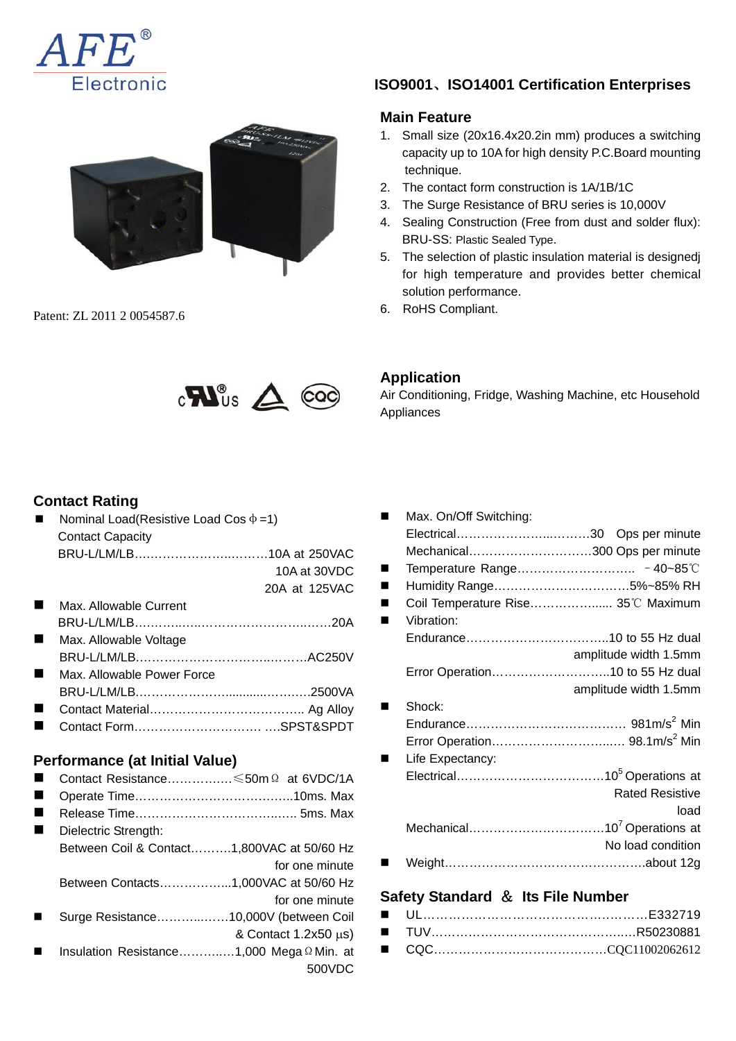AFE® Electronic

## ISO9001、ISO14001 Certification Enterprises

### Main Feature

1. Small size (20x16.4x20.2in mm) produces a switching capacity up to 10A for high density P.C.Board mounting technique.
2. The contact form construction is 1A/1B/1C
3. The Surge Resistance of BRU series is 10,000V
4. Sealing Construction (Free from dust and solder flux): BRU-SS: Plastic Sealed Type.
5. The selection of plastic insulation material is designedj for high temperature and provides better chemical solution performance.
6. RoHS Compliant.

Patent: ZL 2011 2 0054587.6

### Application

Air Conditioning, Fridge, Washing Machine, etc Household Appliances

### Contact Rating

- Nominal Load(Resistive Load Cos Φ=1)
  Contact Capacity
  BRU-L/LM/LB……………………………10A at 250VAC
  10A at 30VDC
  20A at 125VAC
- Max. Allowable Current
  BRU-L/LM/LB……………………………………20A
- Max. Allowable Voltage
  BRU-L/LM/LB……………………………………AC250V
- Max. Allowable Power Force
  BRU-L/LM/LB……………………………………2500VA
- Contact Material……………………………….. Ag Alloy
- Contact Form………………………… ….SPST&SPDT

### Performance (at Initial Value)

- Contact Resistance……………≤50mΩ at 6VDC/1A
- Operate Time…………………………………10ms. Max
- Release Time…………………………………. 5ms. Max
- Dielectric Strength:
  Between Coil & Contact……….1,800VAC at 50/60 Hz for one minute
  Between Contacts……………...1,000VAC at 50/60 Hz for one minute
- Surge Resistance…………….10,000V (between Coil & Contact 1.2x50 μs)
- Insulation Resistance…………1,000 MegaΩ Min. at 500VDC

- Max. On/Off Switching:
  Electrical…………………………….30 Ops per minute
  Mechanical…………………………300 Ops per minute
- Temperature Range……………………….. －40~85℃
- Humidity Range…………………………….5%~85% RH
- Coil Temperature Rise…………….... 35℃ Maximum
- Vibration:
  Endurance……………………………..10 to 55 Hz dual amplitude width 1.5mm
  Error Operation……………………….10 to 55 Hz dual amplitude width 1.5mm
- Shock:
  Endurance…………………………………. 981m/s$^2$ Min
  Error Operation…………………………… 98.1m/s$^2$ Min
- Life Expectancy:
  Electrical………………………………$10^5$ Operations at Rated Resistive load
  Mechanical……………………………$10^7$ Operations at No load condition
- Weight…………………………………………..about 12g

### Safety Standard ＆ Its File Number

- UL……………………………………………E332719
- TUV………………………………………….R50230881
- CQC…………………………………….CQC11002062612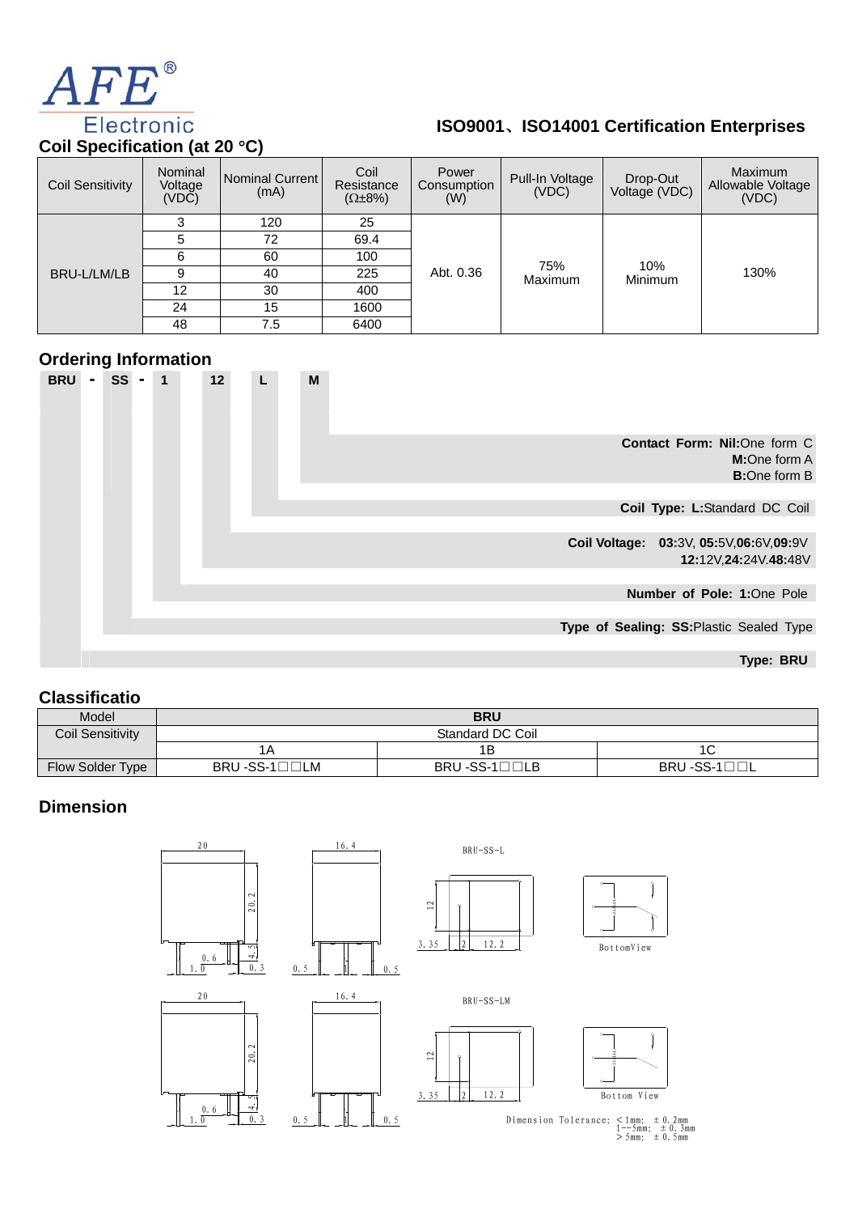AFE® Electronic

**ISO9001、ISO14001 Certification Enterprises**

## Coil Specification (at 20 °C)

| Coil Sensitivity | Nominal Voltage (VDC) | Nominal Current (mA) | Coil Resistance (Ω±8%) | Power Consumption (W) | Pull-In Voltage (VDC) | Drop-Out Voltage (VDC) | Maximum Allowable Voltage (VDC) |
|---|---|---|---|---|---|---|---|
| BRU-L/LM/LB | 3 | 120 | 25 | Abt. 0.36 | 75% Maximum | 10% Minimum | 130% |
| | 5 | 72 | 69.4 | | | | |
| | 6 | 60 | 100 | | | | |
| | 9 | 40 | 225 | | | | |
| | 12 | 30 | 400 | | | | |
| | 24 | 15 | 1600 | | | | |
| | 48 | 7.5 | 6400 | | | | |

## Ordering Information

**BRU - SS - 1 12 L M**

- **Contact Form: Nil:**One form C, **M:**One form A, **B:**One form B
- **Coil Type: L:**Standard DC Coil
- **Coil Voltage: 03:**3V, **05:**5V,**06:**6V,**09:**9V, **12:**12V,**24:**24V.**48:**48V
- **Number of Pole: 1:**One Pole
- **Type of Sealing: SS:**Plastic Sealed Type
- **Type: BRU**

## Classificatio

| Model | BRU | | |
|---|---|---|---|
| Coil Sensitivity | Standard DC Coil | | |
| | 1A | 1B | 1C |
| Flow Solder Type | BRU -SS-1□□LM | BRU -SS-1□□LB | BRU -SS-1□□L |

## Dimension

20
16.4
20.2
4.5
0.6
1.0
0.3
0.5
0.5
BRU-SS-L
12
3.35
2
12.2
BottomView

20
16.4
20.2
4.5
0.6
1.0
0.3
0.5
0.5
BRU-SS-LM
12
3.35
2
12.2
Bottom View

Dimension Tolerance: < 1mm: ± 0.2mm
1--5mm: ± 0.3mm
> 5mm: ± 0.5mm